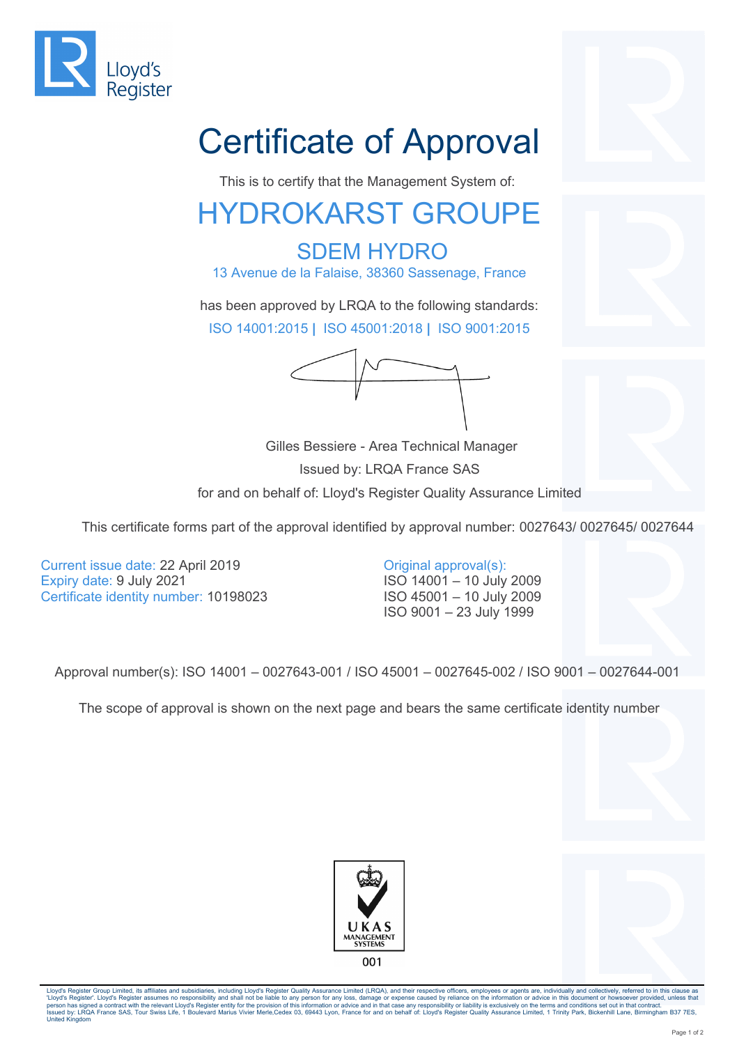Lloyd's Register

# Certificate of Approval

This is to certify that the Management System of:

## HYDROKARST GROUPE

### SDEM HYDRO

13 Avenue de la Falaise, 38360 Sassenage, France

has been approved by LRQA to the following standards:

ISO 14001:2015 | ISO 45001:2018 | ISO 9001:2015

Gilles Bessiere - Area Technical Manager

Issued by: LRQA France SAS

for and on behalf of: Lloyd's Register Quality Assurance Limited

This certificate forms part of the approval identified by approval number: 0027643/ 0027645/ 0027644

Current issue date: 22 April 2019
Expiry date: 9 July 2021
Certificate identity number: 10198023

Original approval(s):
ISO 14001 – 10 July 2009
ISO 45001 – 10 July 2009
ISO 9001 – 23 July 1999

Approval number(s): ISO 14001 – 0027643-001 / ISO 45001 – 0027645-002 / ISO 9001 – 0027644-001

The scope of approval is shown on the next page and bears the same certificate identity number

UKAS MANAGEMENT SYSTEMS
001

Lloyd's Register Group Limited, its affiliates and subsidiaries, including Lloyd's Register Quality Assurance Limited (LRQA), and their respective officers, employees or agents are, individually and collectively, referred to in this clause as 'Lloyd's Register'. Lloyd's Register assumes no responsibility and shall not be liable to any person for any loss, damage or expense caused by reliance on the information or advice in this document or howsoever provided, unless that person has signed a contract with the relevant Lloyd's Register entity for the provision of this information or advice and in that case any responsibility or liability is exclusively on the terms and conditions set out in that contract.
Issued by: LRQA France SAS, Tour Swiss Life, 1 Boulevard Marius Vivier Merle,Cedex 03, 69443 Lyon, France for and on behalf of: Lloyd's Register Quality Assurance Limited, 1 Trinity Park, Bickenhill Lane, Birmingham B37 7ES, United Kingdom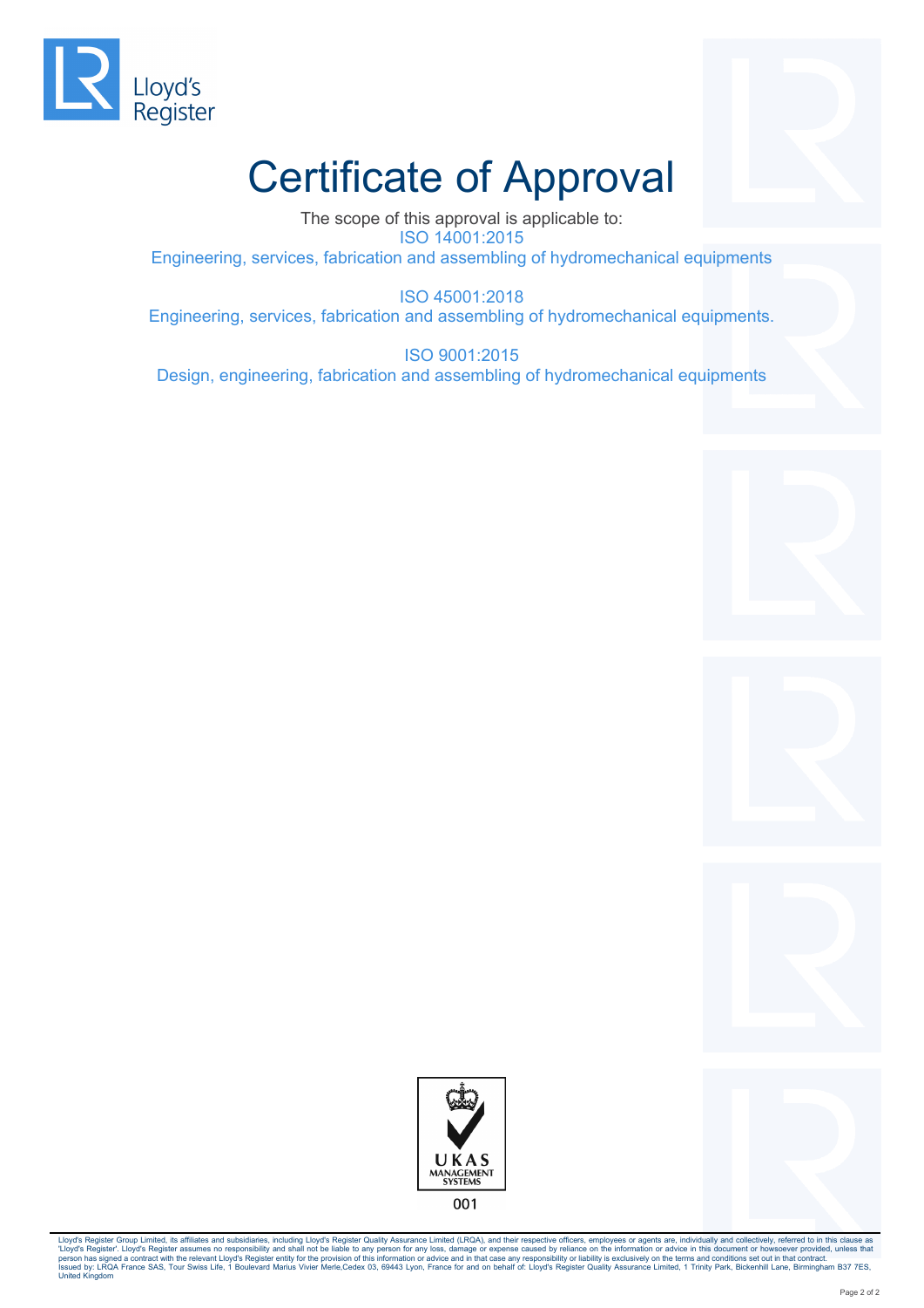Lloyd's Register

# Certificate of Approval

The scope of this approval is applicable to:

ISO 14001:2015

Engineering, services, fabrication and assembling of hydromechanical equipments

ISO 45001:2018

Engineering, services, fabrication and assembling of hydromechanical equipments.

ISO 9001:2015

Design, engineering, fabrication and assembling of hydromechanical equipments

UKAS MANAGEMENT SYSTEMS

001

Lloyd's Register Group Limited, its affiliates and subsidiaries, including Lloyd's Register Quality Assurance Limited (LRQA), and their respective officers, employees or agents are, individually and collectively, referred to in this clause as 'Lloyd's Register'. Lloyd's Register assumes no responsibility and shall not be liable to any person for any loss, damage or expense caused by reliance on the information or advice in this document or howsoever provided, unless that person has signed a contract with the relevant Lloyd's Register entity for the provision of this information or advice and in that case any responsibility or liability is exclusively on the terms and conditions set out in that contract.
Issued by: LRQA France SAS, Tour Swiss Life, 1 Boulevard Marius Vivier Merle,Cedex 03, 69443 Lyon, France for and on behalf of: Lloyd's Register Quality Assurance Limited, 1 Trinity Park, Bickenhill Lane, Birmingham B37 7ES, United Kingdom